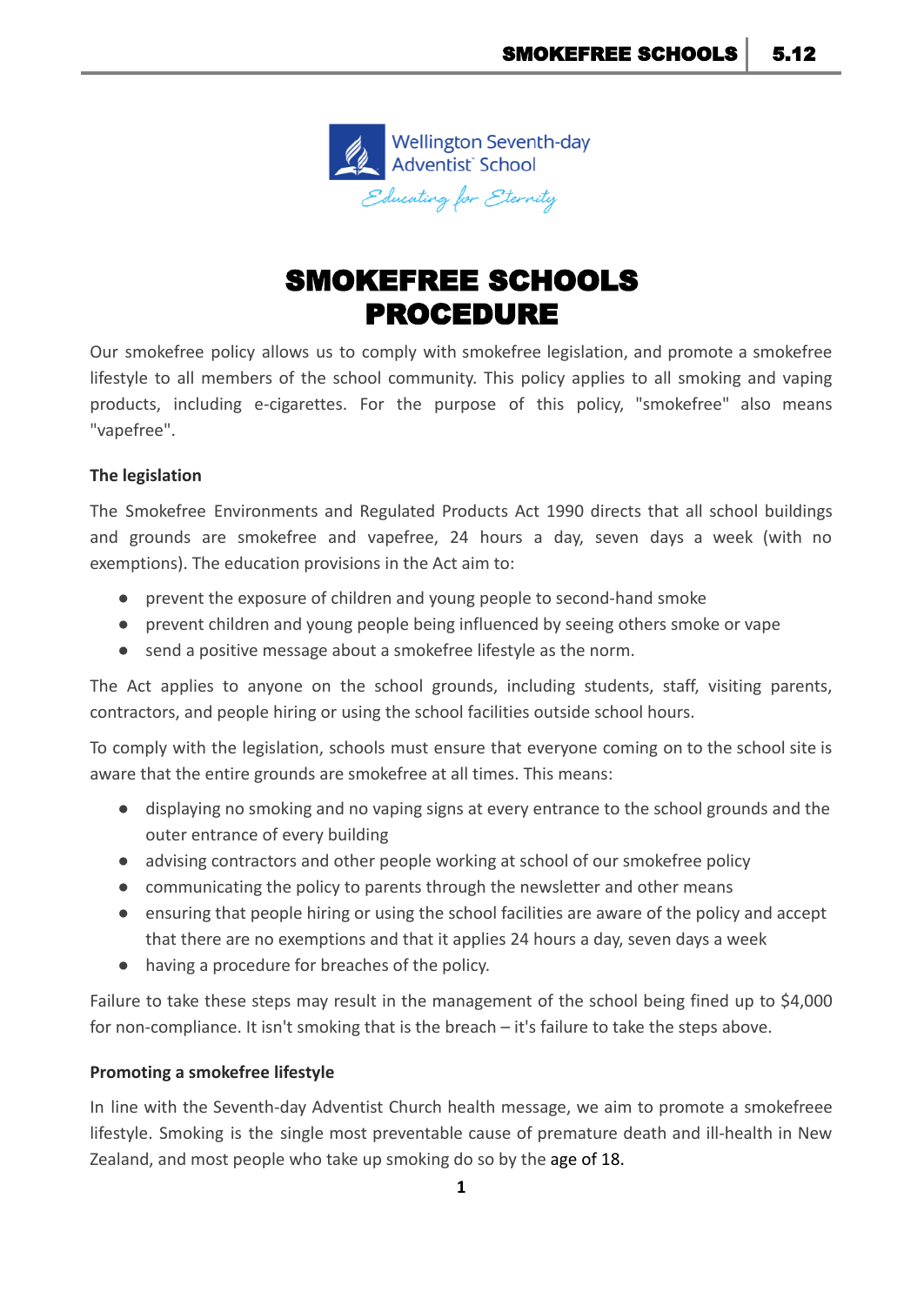# SMOKEFREE SCHOOLS PROCEDURE

Our smokefree policy allows us to comply with smokefree legislation, and promote a smokefree lifestyle to all members of the school community. This policy applies to all smoking and vaping products, including e-cigarettes. For the purpose of this policy, "smokefree" also means "vapefree".

**The legislation**

The Smokefree Environments and Regulated Products Act 1990 directs that all school buildings and grounds are smokefree and vapefree, 24 hours a day, seven days a week (with no exemptions). The education provisions in the Act aim to:

- prevent the exposure of children and young people to second-hand smoke
- prevent children and young people being influenced by seeing others smoke or vape
- send a positive message about a smokefree lifestyle as the norm.

The Act applies to anyone on the school grounds, including students, staff, visiting parents, contractors, and people hiring or using the school facilities outside school hours.

To comply with the legislation, schools must ensure that everyone coming on to the school site is aware that the entire grounds are smokefree at all times. This means:

- displaying no smoking and no vaping signs at every entrance to the school grounds and the outer entrance of every building
- advising contractors and other people working at school of our smokefree policy
- communicating the policy to parents through the newsletter and other means
- ensuring that people hiring or using the school facilities are aware of the policy and accept that there are no exemptions and that it applies 24 hours a day, seven days a week
- having a procedure for breaches of the policy.

Failure to take these steps may result in the management of the school being fined up to $4,000 for non-compliance. It isn't smoking that is the breach – it's failure to take the steps above.

**Promoting a smokefree lifestyle**

In line with the Seventh-day Adventist Church health message, we aim to promote a smokefreee lifestyle. Smoking is the single most preventable cause of premature death and ill-health in New Zealand, and most people who take up smoking do so by the age of 18.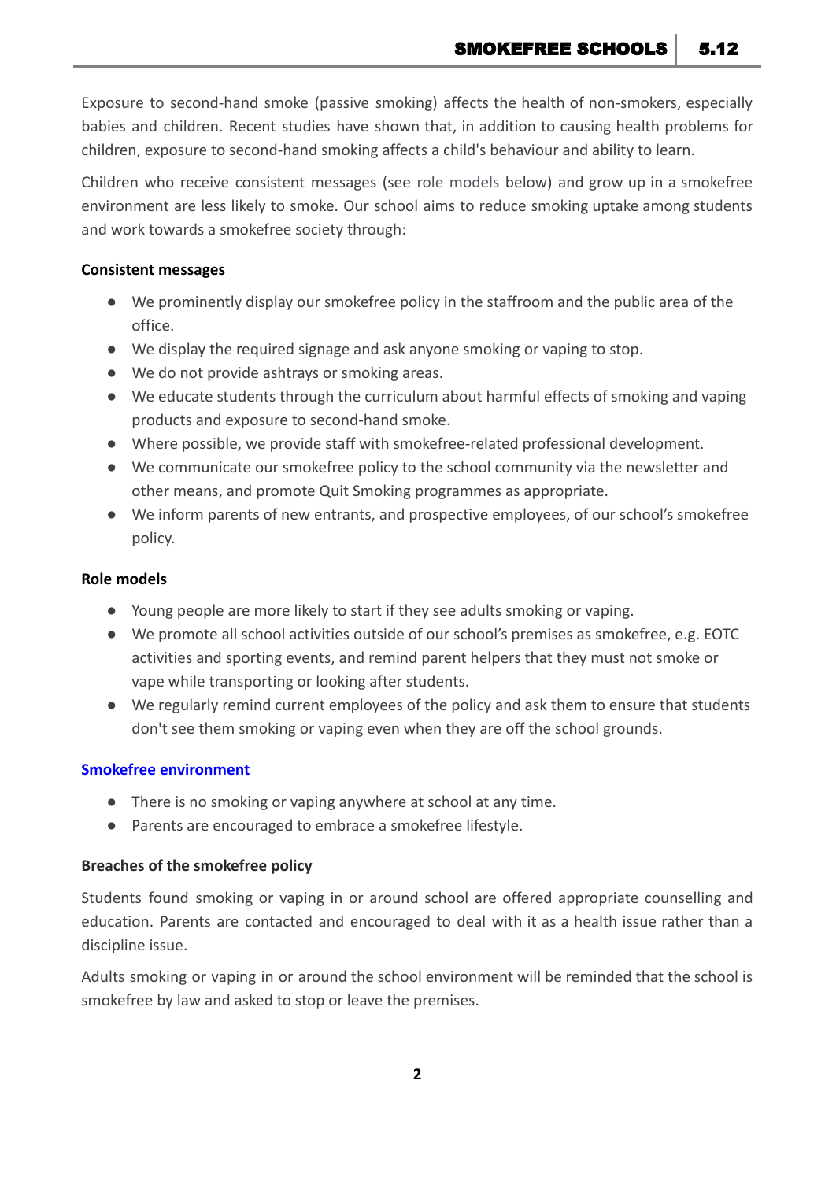Exposure to second-hand smoke (passive smoking) affects the health of non-smokers, especially babies and children. Recent studies have shown that, in addition to causing health problems for children, exposure to second-hand smoking affects a child's behaviour and ability to learn.

Children who receive consistent messages (see role models below) and grow up in a smokefree environment are less likely to smoke. Our school aims to reduce smoking uptake among students and work towards a smokefree society through:

**Consistent messages**

- We prominently display our smokefree policy in the staffroom and the public area of the office.
- We display the required signage and ask anyone smoking or vaping to stop.
- We do not provide ashtrays or smoking areas.
- We educate students through the curriculum about harmful effects of smoking and vaping products and exposure to second-hand smoke.
- Where possible, we provide staff with smokefree-related professional development.
- We communicate our smokefree policy to the school community via the newsletter and other means, and promote Quit Smoking programmes as appropriate.
- We inform parents of new entrants, and prospective employees, of our school's smokefree policy.

**Role models**

- Young people are more likely to start if they see adults smoking or vaping.
- We promote all school activities outside of our school's premises as smokefree, e.g. EOTC activities and sporting events, and remind parent helpers that they must not smoke or vape while transporting or looking after students.
- We regularly remind current employees of the policy and ask them to ensure that students don't see them smoking or vaping even when they are off the school grounds.

**Smokefree environment**

- There is no smoking or vaping anywhere at school at any time.
- Parents are encouraged to embrace a smokefree lifestyle.

**Breaches of the smokefree policy**

Students found smoking or vaping in or around school are offered appropriate counselling and education. Parents are contacted and encouraged to deal with it as a health issue rather than a discipline issue.

Adults smoking or vaping in or around the school environment will be reminded that the school is smokefree by law and asked to stop or leave the premises.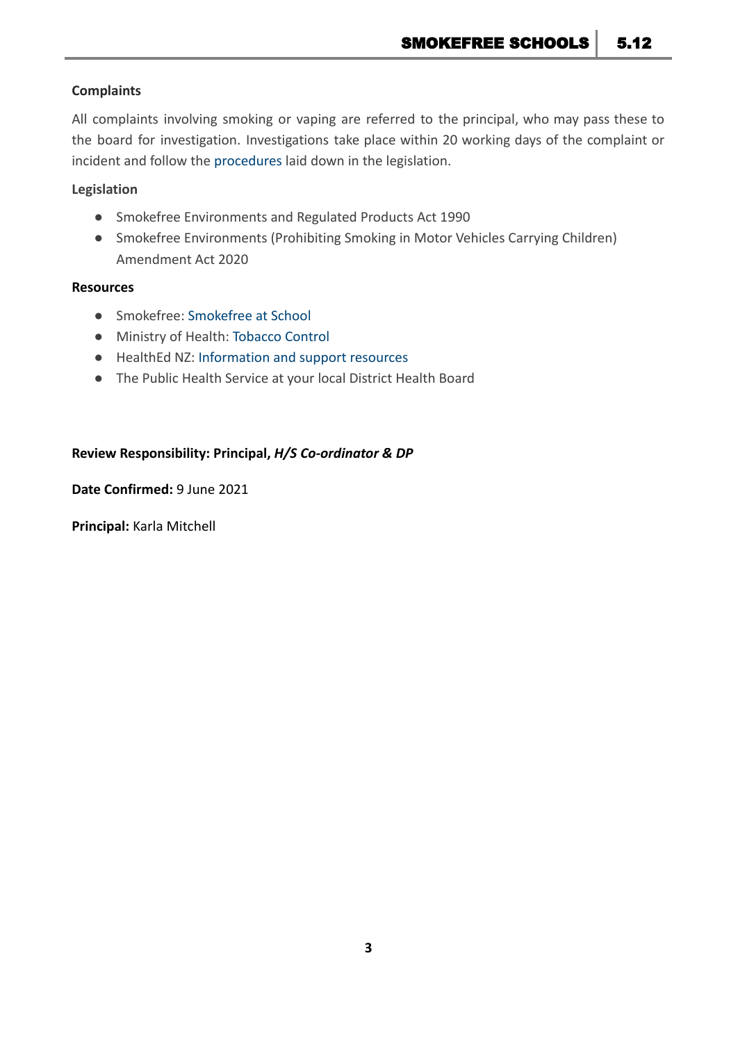**Complaints**

All complaints involving smoking or vaping are referred to the principal, who may pass these to the board for investigation. Investigations take place within 20 working days of the complaint or incident and follow the procedures laid down in the legislation.

**Legislation**

- Smokefree Environments and Regulated Products Act 1990
- Smokefree Environments (Prohibiting Smoking in Motor Vehicles Carrying Children) Amendment Act 2020

**Resources**

- Smokefree: Smokefree at School
- Ministry of Health: Tobacco Control
- HealthEd NZ: Information and support resources
- The Public Health Service at your local District Health Board

**Review Responsibility: Principal, *H/S Co-ordinator & DP***

**Date Confirmed:** 9 June 2021

**Principal:** Karla Mitchell